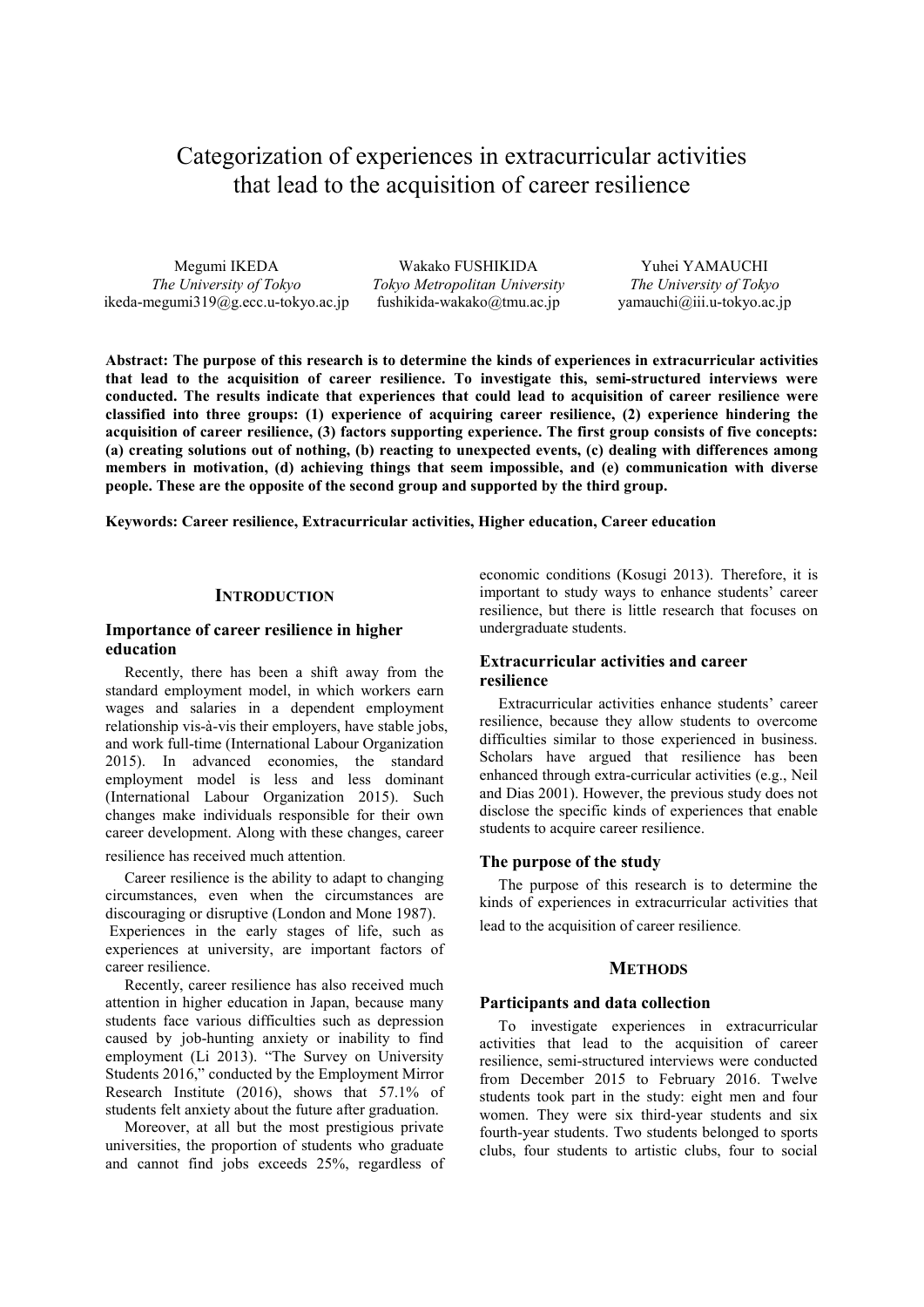# Categorization of experiences in extracurricular activities that lead to the acquisition of career resilience

Megumi IKEDA
*The University of Tokyo*
ikeda-megumi319@g.ecc.u-tokyo.ac.jp

Wakako FUSHIKIDA
*Tokyo Metropolitan University*
fushikida-wakako@tmu.ac.jp

Yuhei YAMAUCHI
*The University of Tokyo*
yamauchi@iii.u-tokyo.ac.jp

**Abstract: The purpose of this research is to determine the kinds of experiences in extracurricular activities that lead to the acquisition of career resilience. To investigate this, semi-structured interviews were conducted. The results indicate that experiences that could lead to acquisition of career resilience were classified into three groups: (1) experience of acquiring career resilience, (2) experience hindering the acquisition of career resilience, (3) factors supporting experience. The first group consists of five concepts: (a) creating solutions out of nothing, (b) reacting to unexpected events, (c) dealing with differences among members in motivation, (d) achieving things that seem impossible, and (e) communication with diverse people. These are the opposite of the second group and supported by the third group.**

**Keywords: Career resilience, Extracurricular activities, Higher education, Career education**

## INTRODUCTION

### Importance of career resilience in higher education

Recently, there has been a shift away from the standard employment model, in which workers earn wages and salaries in a dependent employment relationship vis-à-vis their employers, have stable jobs, and work full-time (International Labour Organization 2015). In advanced economies, the standard employment model is less and less dominant (International Labour Organization 2015). Such changes make individuals responsible for their own career development. Along with these changes, career resilience has received much attention.

Career resilience is the ability to adapt to changing circumstances, even when the circumstances are discouraging or disruptive (London and Mone 1987). Experiences in the early stages of life, such as experiences at university, are important factors of career resilience.

Recently, career resilience has also received much attention in higher education in Japan, because many students face various difficulties such as depression caused by job-hunting anxiety or inability to find employment (Li 2013). "The Survey on University Students 2016," conducted by the Employment Mirror Research Institute (2016), shows that 57.1% of students felt anxiety about the future after graduation.

Moreover, at all but the most prestigious private universities, the proportion of students who graduate and cannot find jobs exceeds 25%, regardless of economic conditions (Kosugi 2013). Therefore, it is important to study ways to enhance students' career resilience, but there is little research that focuses on undergraduate students.

### Extracurricular activities and career resilience

Extracurricular activities enhance students' career resilience, because they allow students to overcome difficulties similar to those experienced in business. Scholars have argued that resilience has been enhanced through extra-curricular activities (e.g., Neil and Dias 2001). However, the previous study does not disclose the specific kinds of experiences that enable students to acquire career resilience.

### The purpose of the study

The purpose of this research is to determine the kinds of experiences in extracurricular activities that lead to the acquisition of career resilience.

## METHODS

### Participants and data collection

To investigate experiences in extracurricular activities that lead to the acquisition of career resilience, semi-structured interviews were conducted from December 2015 to February 2016. Twelve students took part in the study: eight men and four women. They were six third-year students and six fourth-year students. Two students belonged to sports clubs, four students to artistic clubs, four to social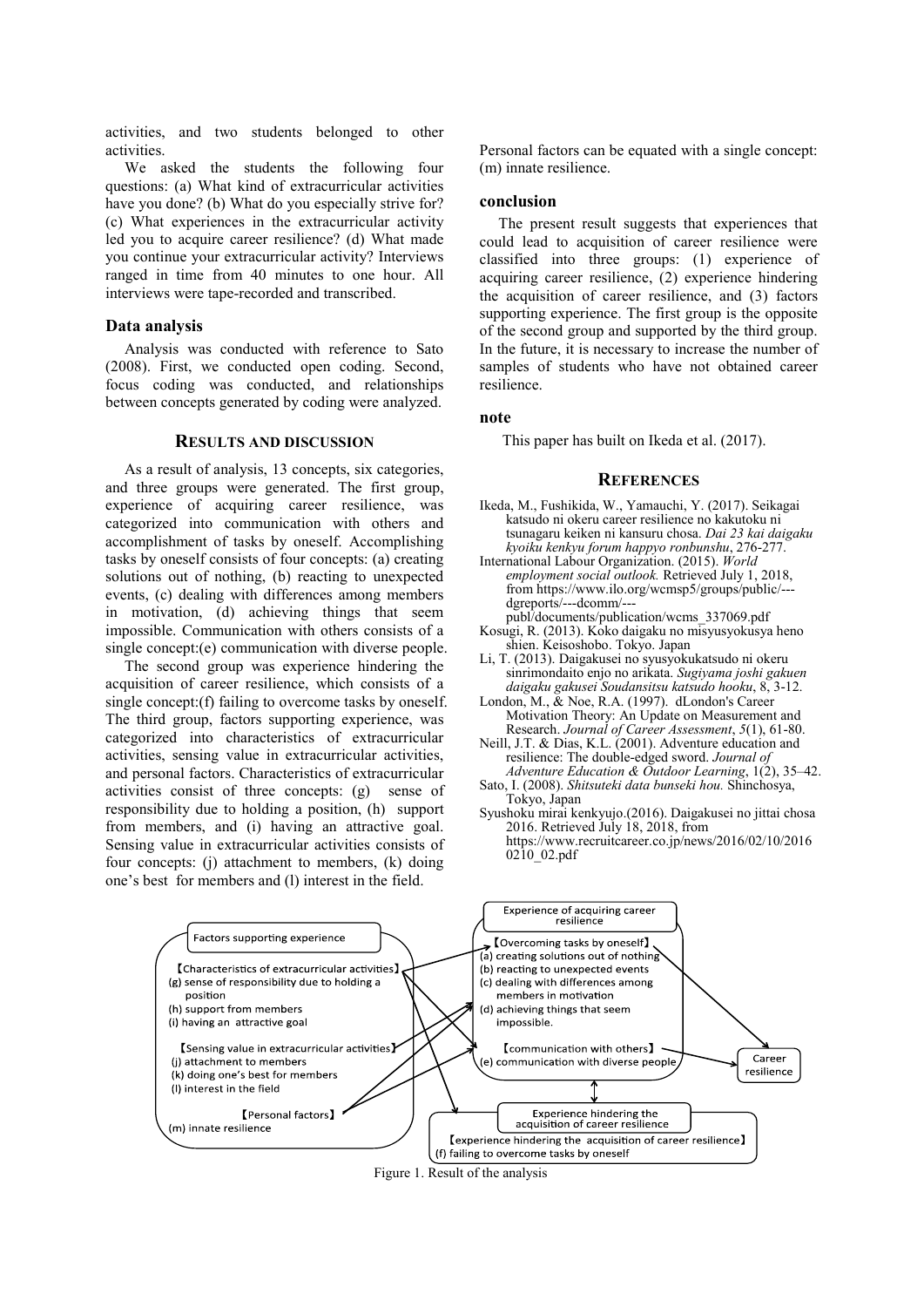activities, and two students belonged to other activities.

We asked the students the following four questions: (a) What kind of extracurricular activities have you done? (b) What do you especially strive for? (c) What experiences in the extracurricular activity led you to acquire career resilience? (d) What made you continue your extracurricular activity? Interviews ranged in time from 40 minutes to one hour. All interviews were tape-recorded and transcribed.

### Data analysis

Analysis was conducted with reference to Sato (2008). First, we conducted open coding. Second, focus coding was conducted, and relationships between concepts generated by coding were analyzed.

## RESULTS AND DISCUSSION

As a result of analysis, 13 concepts, six categories, and three groups were generated. The first group, experience of acquiring career resilience, was categorized into communication with others and accomplishment of tasks by oneself. Accomplishing tasks by oneself consists of four concepts: (a) creating solutions out of nothing, (b) reacting to unexpected events, (c) dealing with differences among members in motivation, (d) achieving things that seem impossible. Communication with others consists of a single concept:(e) communication with diverse people.

The second group was experience hindering the acquisition of career resilience, which consists of a single concept:(f) failing to overcome tasks by oneself. The third group, factors supporting experience, was categorized into characteristics of extracurricular activities, sensing value in extracurricular activities, and personal factors. Characteristics of extracurricular activities consist of three concepts: (g) sense of responsibility due to holding a position, (h) support from members, and (i) having an attractive goal. Sensing value in extracurricular activities consists of four concepts: (j) attachment to members, (k) doing one's best for members and (l) interest in the field. Personal factors can be equated with a single concept: (m) innate resilience.

### conclusion

The present result suggests that experiences that could lead to acquisition of career resilience were classified into three groups: (1) experience of acquiring career resilience, (2) experience hindering the acquisition of career resilience, and (3) factors supporting experience. The first group is the opposite of the second group and supported by the third group. In the future, it is necessary to increase the number of samples of students who have not obtained career resilience.

### note

This paper has built on Ikeda et al. (2017).

## REFERENCES

Ikeda, M., Fushikida, W., Yamauchi, Y. (2017). Seikagai katsudo ni okeru career resilience no kakutoku ni tsunagaru keiken ni kansuru chosa. *Dai 23 kai daigaku kyoiku kenkyu forum happyo ronbunshu*, 276-277.

International Labour Organization. (2015). *World employment social outlook.* Retrieved July 1, 2018, from https://www.ilo.org/wcmsp5/groups/public/---dgreports/---dcomm/---publ/documents/publication/wcms_337069.pdf

Kosugi, R. (2013). Koko daigaku no misyusyokusya heno shien. Keisoshobo. Tokyo. Japan

Li, T. (2013). Daigakusei no syusyokukatsudo ni okeru sinrimondaito enjo no arikata. *Sugiyama joshi gakuen daigaku gakusei Soudansitsu katsudo hooku*, 8, 3-12.

London, M., & Noe, R.A. (1997). dLondon's Career Motivation Theory: An Update on Measurement and Research. *Journal of Career Assessment*, *5*(1), 61-80.

Neill, J.T. & Dias, K.L. (2001). Adventure education and resilience: The double-edged sword. *Journal of Adventure Education & Outdoor Learning*, 1(2), 35–42.

Sato, I. (2008). *Shitsuteki data bunseki hou.* Shinchosya, Tokyo, Japan

Syushoku mirai kenkyujo.(2016). Daigakusei no jittai chosa 2016. Retrieved July 18, 2018, from https://www.recruitcareer.co.jp/news/2016/02/10/20160210_02.pdf

Factors supporting experience

【Characteristics of extracurricular activities】
(g) sense of responsibility due to holding a position
(h) support from members
(i) having an attractive goal

【Sensing value in extracurricular activities】
(j) attachment to members
(k) doing one's best for members
(l) interest in the field

【Personal factors】
(m) innate resilience

Experience of acquiring career resilience

【Overcoming tasks by oneself】
(a) creating solutions out of nothing
(b) reacting to unexpected events
(c) dealing with differences among members in motivation
(d) achieving things that seem impossible.

【communication with others】
(e) communication with diverse people

Career resilience

Experience hindering the acquisition of career resilience

【experience hindering the acquisition of career resilience】
(f) failing to overcome tasks by oneself

Figure 1. Result of the analysis